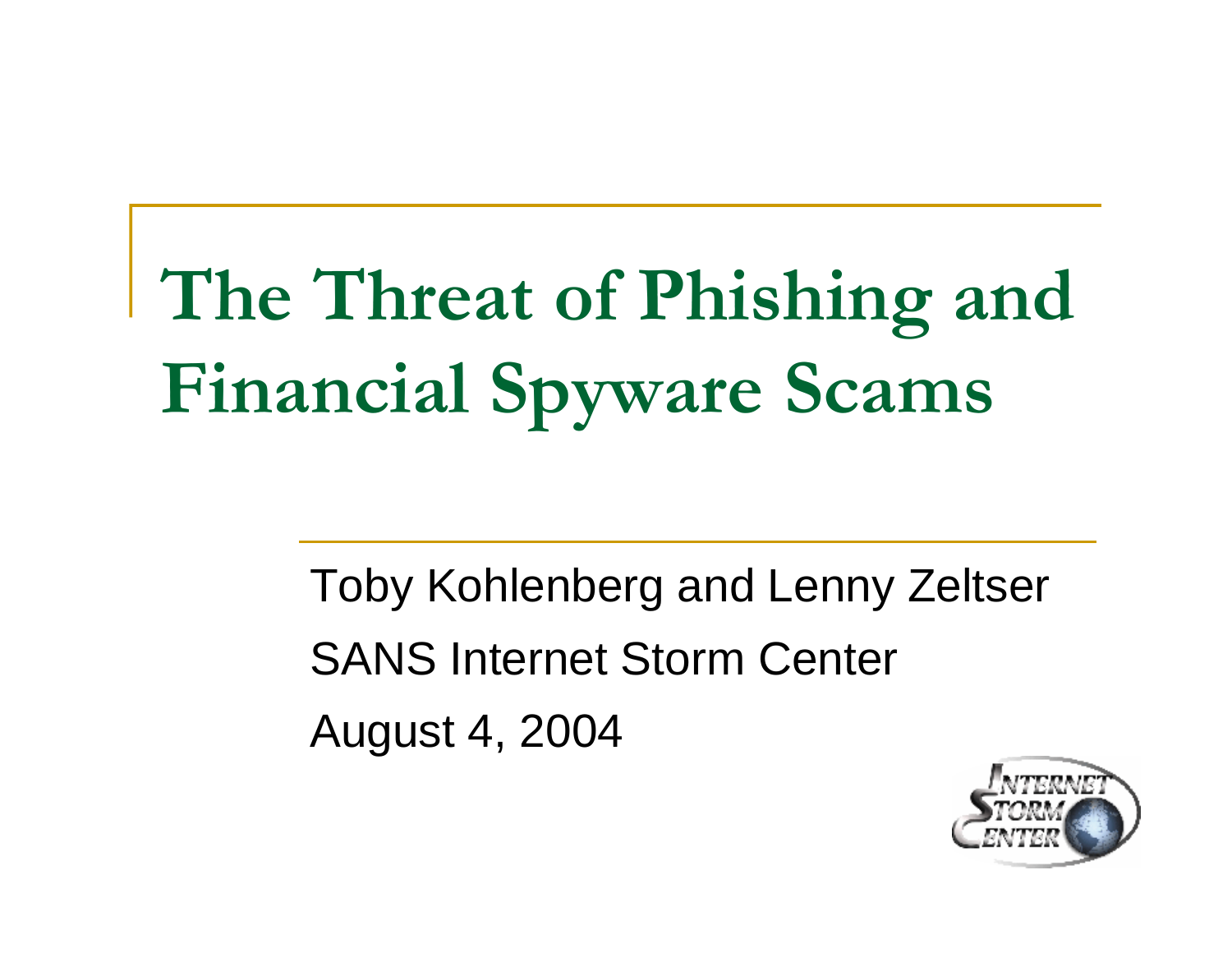# The Threat of Phishing and Financial Spyware Scams

Toby Kohlenberg and Lenny Zeltser

SANS Internet Storm Center

August 4, 2004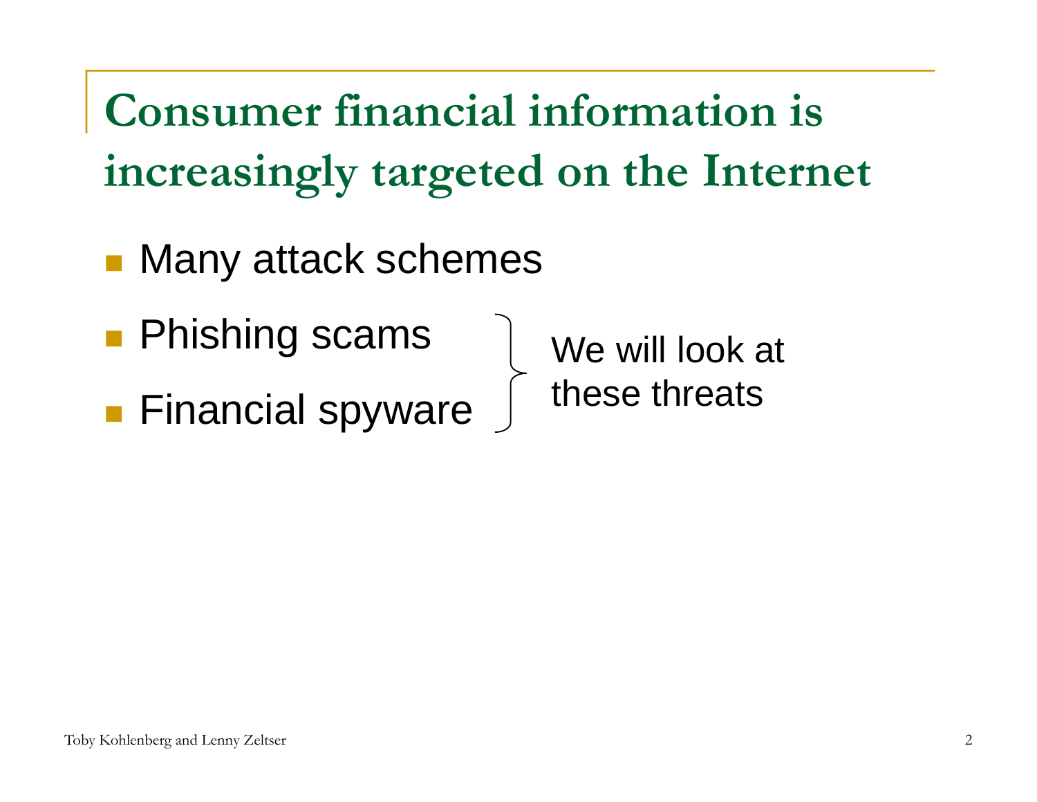# Consumer financial information is increasingly targeted on the Internet

- Many attack schemes
- Phishing scams
- Financial spyware

We will look at these threats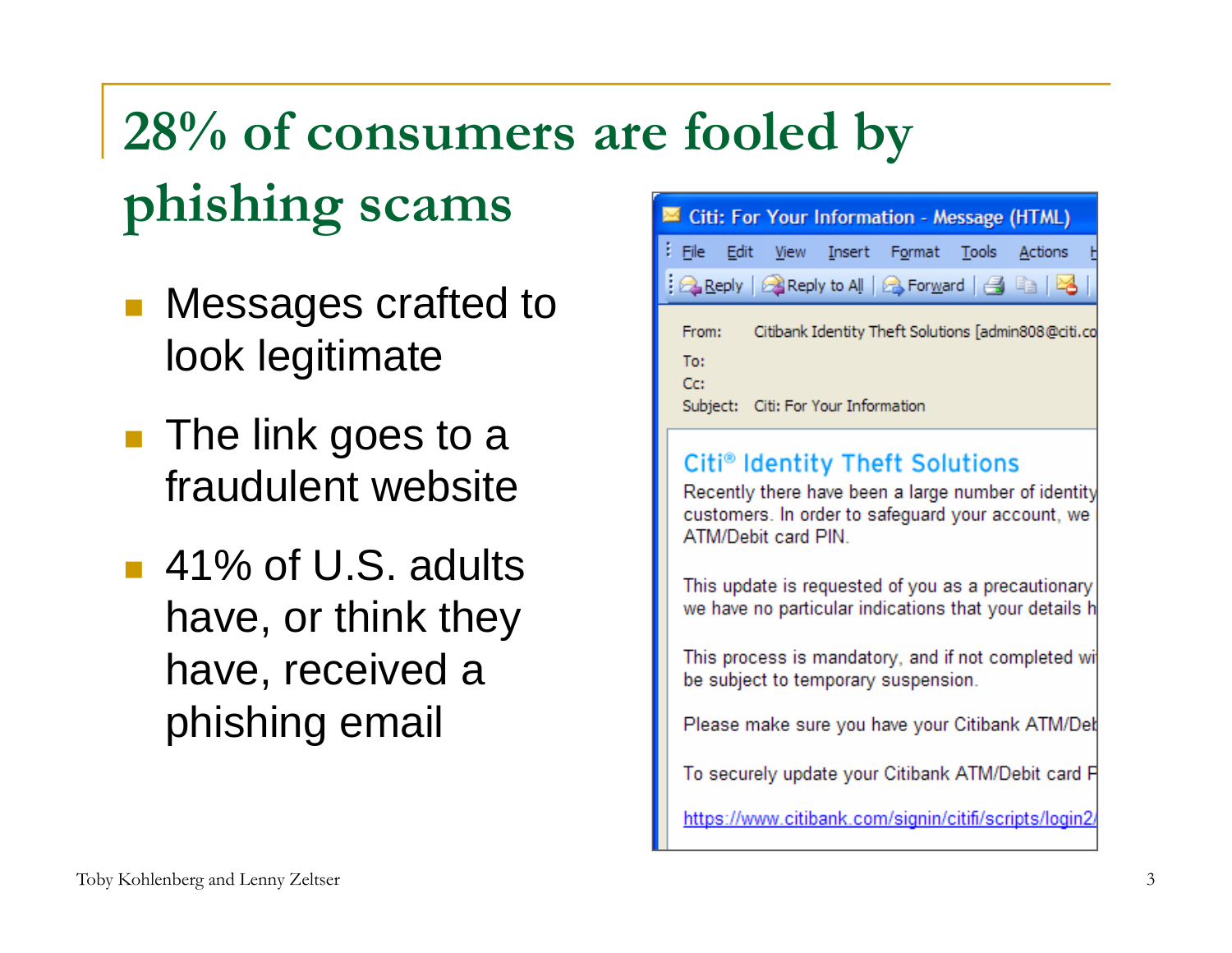# 28% of consumers are fooled by phishing scams

- Messages crafted to look legitimate
- The link goes to a fraudulent website
- 41% of U.S. adults have, or think they have, received a phishing email

Citi: For Your Information - Message (HTML)

File Edit View Insert Format Tools Actions

Reply | Reply to All | Forward

From: Citibank Identity Theft Solutions [admin808@citi.co

To:

Cc:

Subject: Citi: For Your Information

Citi® Identity Theft Solutions

Recently there have been a large number of identity customers. In order to safeguard your account, we ATM/Debit card PIN.

This update is requested of you as a precautionary we have no particular indications that your details h

This process is mandatory, and if not completed wi be subject to temporary suspension.

Please make sure you have your Citibank ATM/Deb

To securely update your Citibank ATM/Debit card P

https://www.citibank.com/signin/citifi/scripts/login2/

Toby Kohlenberg and Lenny Zeltser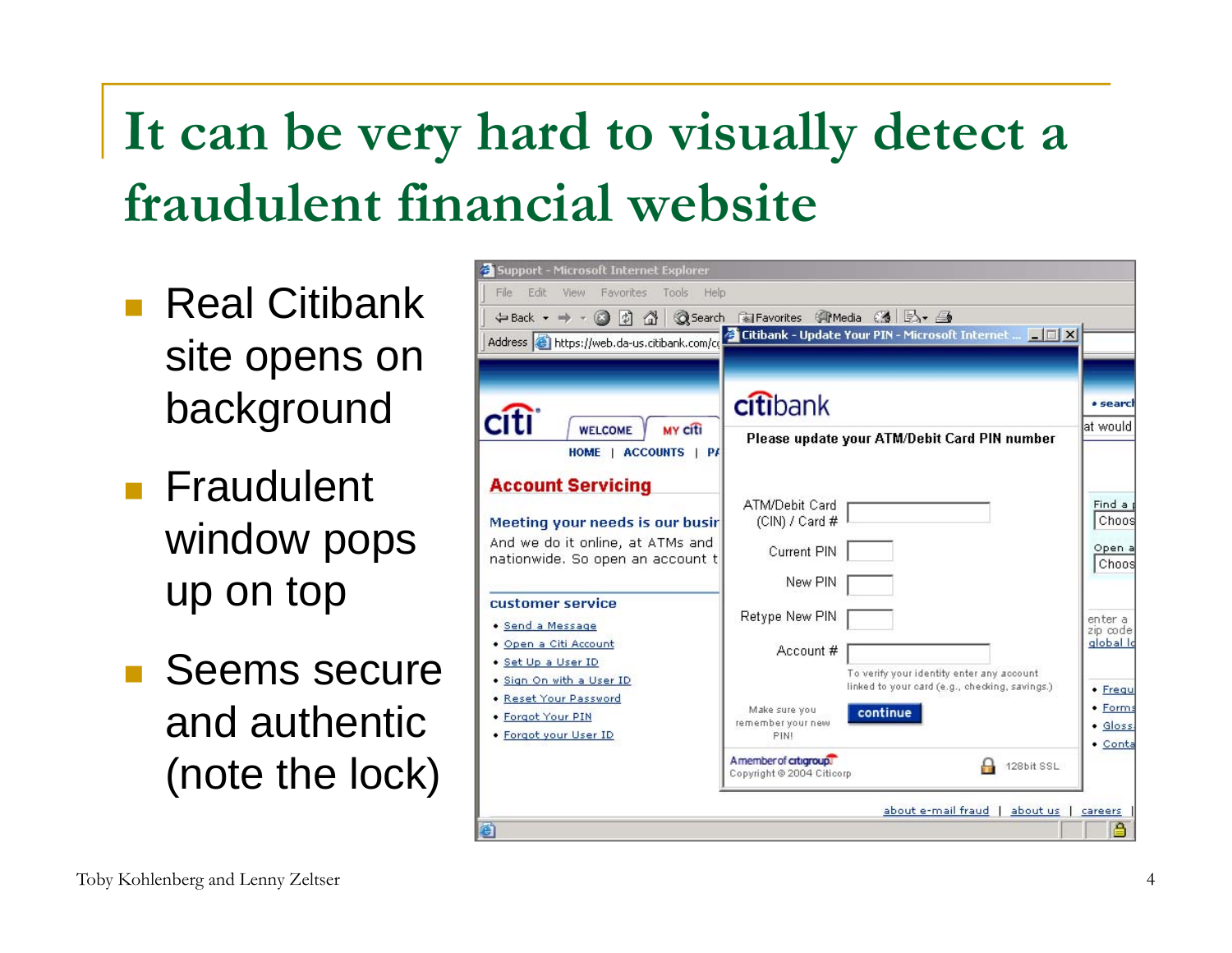# It can be very hard to visually detect a fraudulent financial website

- Real Citibank site opens on background
- Fraudulent window pops up on top
- Seems secure and authentic (note the lock)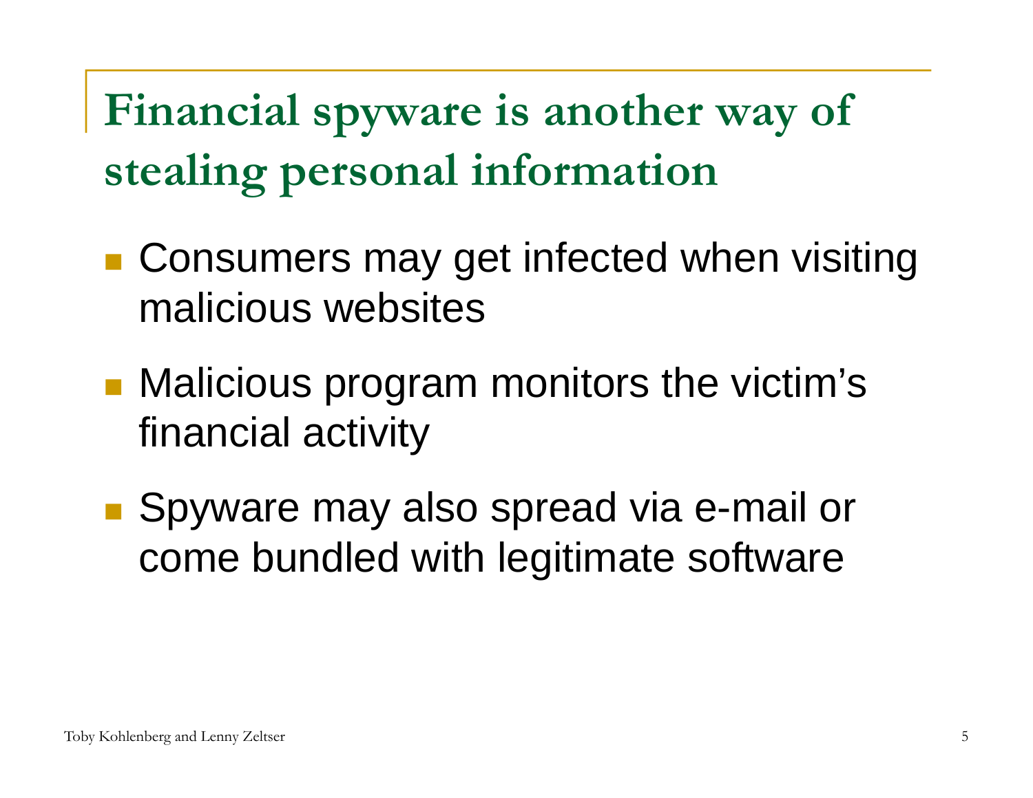# Financial spyware is another way of stealing personal information

- Consumers may get infected when visiting malicious websites
- Malicious program monitors the victim's financial activity
- Spyware may also spread via e-mail or come bundled with legitimate software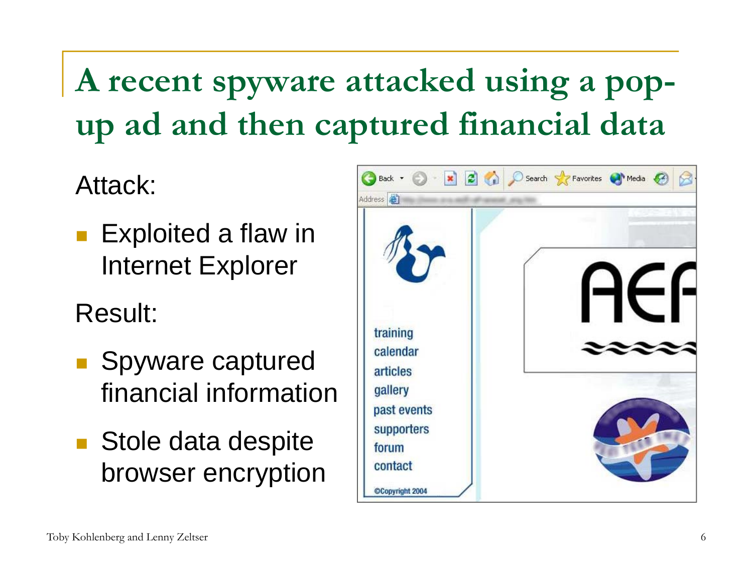# A recent spyware attacked using a pop-up ad and then captured financial data

Attack:

- Exploited a flaw in Internet Explorer

Result:

- Spyware captured financial information
- Stole data despite browser encryption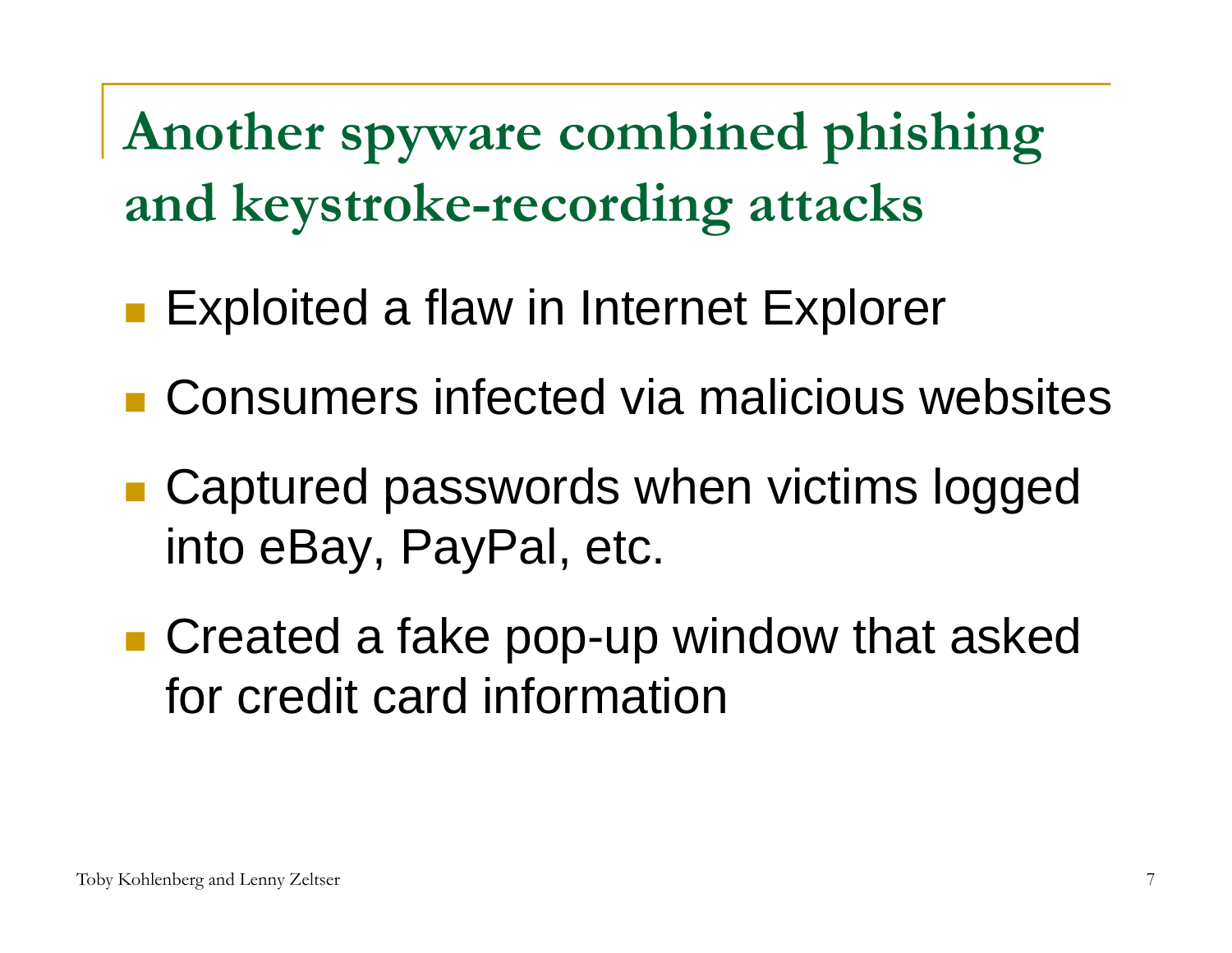# Another spyware combined phishing and keystroke-recording attacks

- Exploited a flaw in Internet Explorer
- Consumers infected via malicious websites
- Captured passwords when victims logged into eBay, PayPal, etc.
- Created a fake pop-up window that asked for credit card information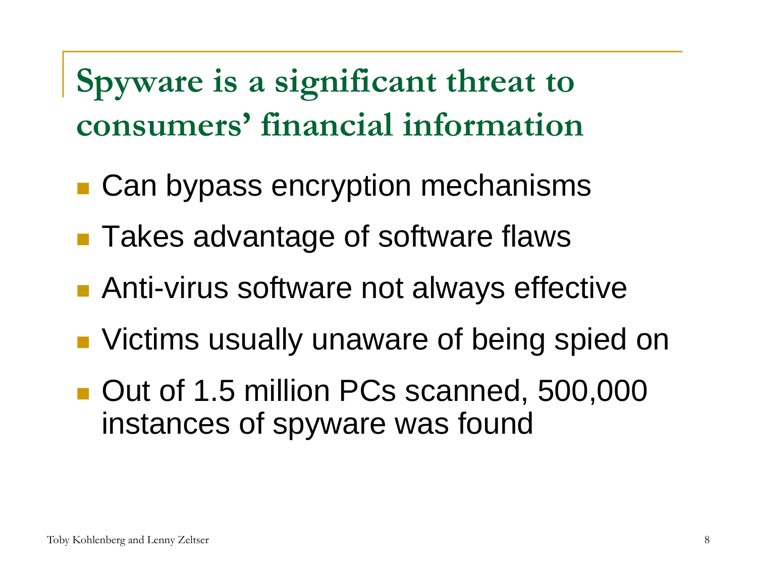# Spyware is a significant threat to consumers' financial information

- Can bypass encryption mechanisms
- Takes advantage of software flaws
- Anti-virus software not always effective
- Victims usually unaware of being spied on
- Out of 1.5 million PCs scanned, 500,000 instances of spyware was found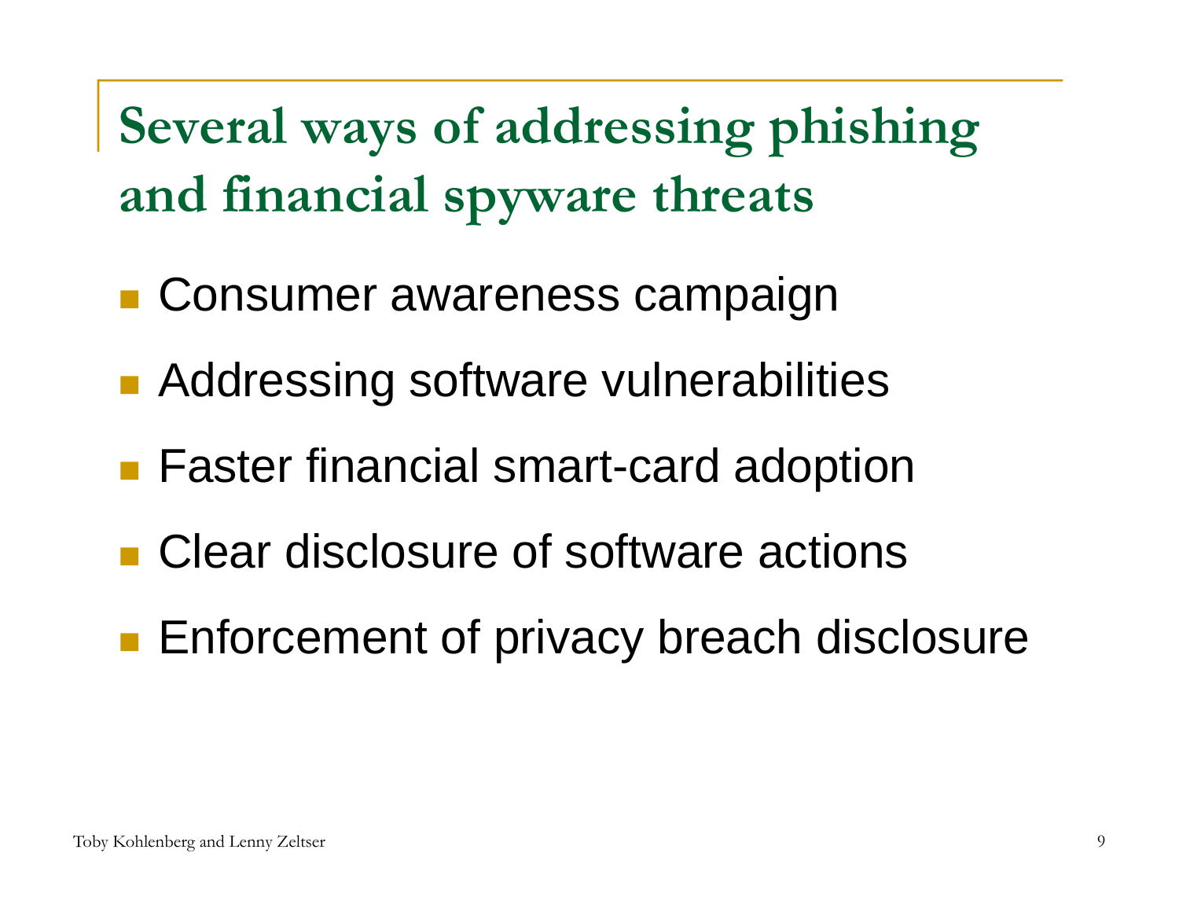# Several ways of addressing phishing and financial spyware threats

- Consumer awareness campaign
- Addressing software vulnerabilities
- Faster financial smart-card adoption
- Clear disclosure of software actions
- Enforcement of privacy breach disclosure